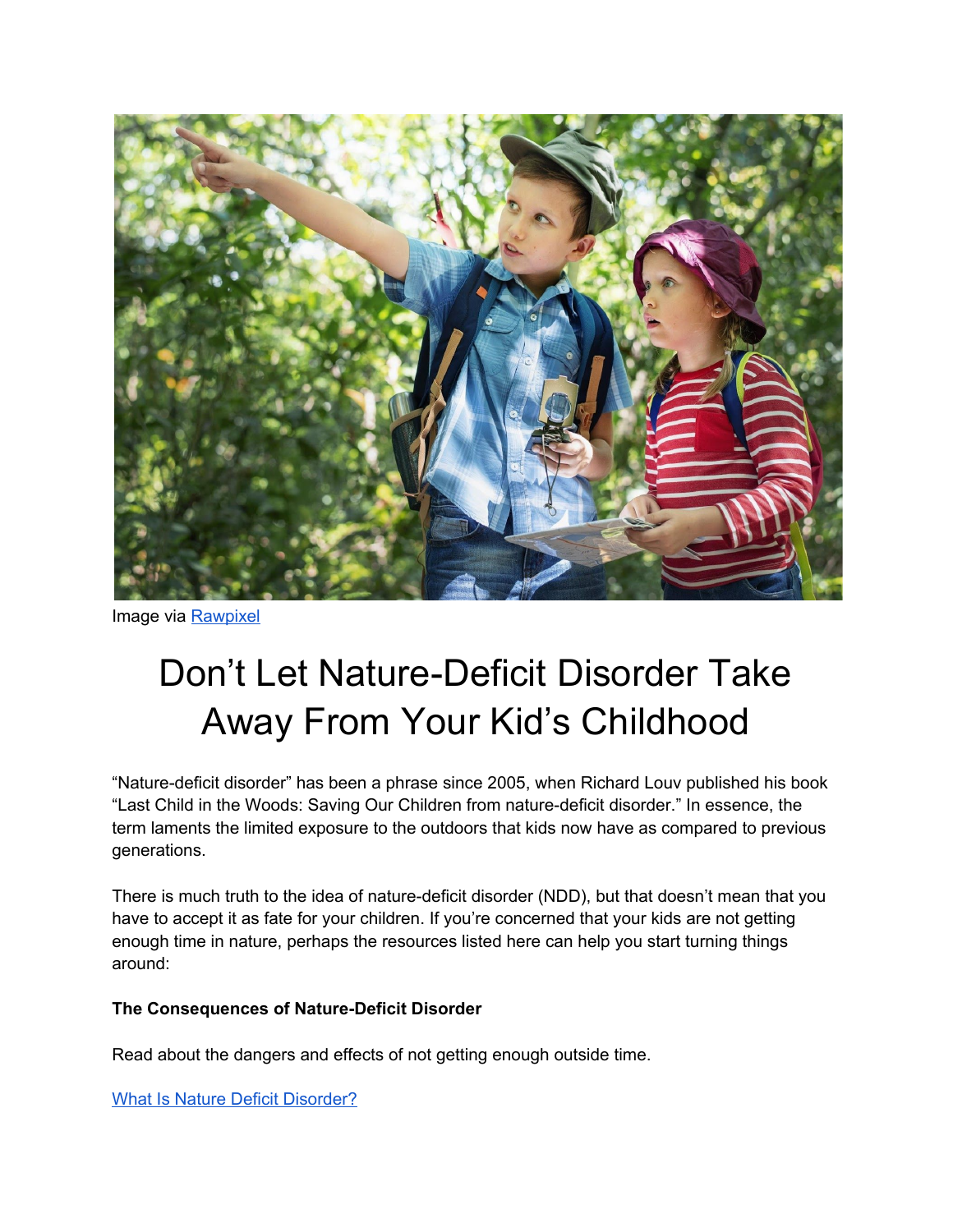Image via [Rawpixel]

# Don't Let Nature-Deficit Disorder Take Away From Your Kid's Childhood

"Nature-deficit disorder" has been a phrase since 2005, when Richard Louv published his book "Last Child in the Woods: Saving Our Children from nature-deficit disorder." In essence, the term laments the limited exposure to the outdoors that kids now have as compared to previous generations.

There is much truth to the idea of nature-deficit disorder (NDD), but that doesn't mean that you have to accept it as fate for your children. If you're concerned that your kids are not getting enough time in nature, perhaps the resources listed here can help you start turning things around:

**The Consequences of Nature-Deficit Disorder**

Read about the dangers and effects of not getting enough outside time.

[What Is Nature Deficit Disorder?]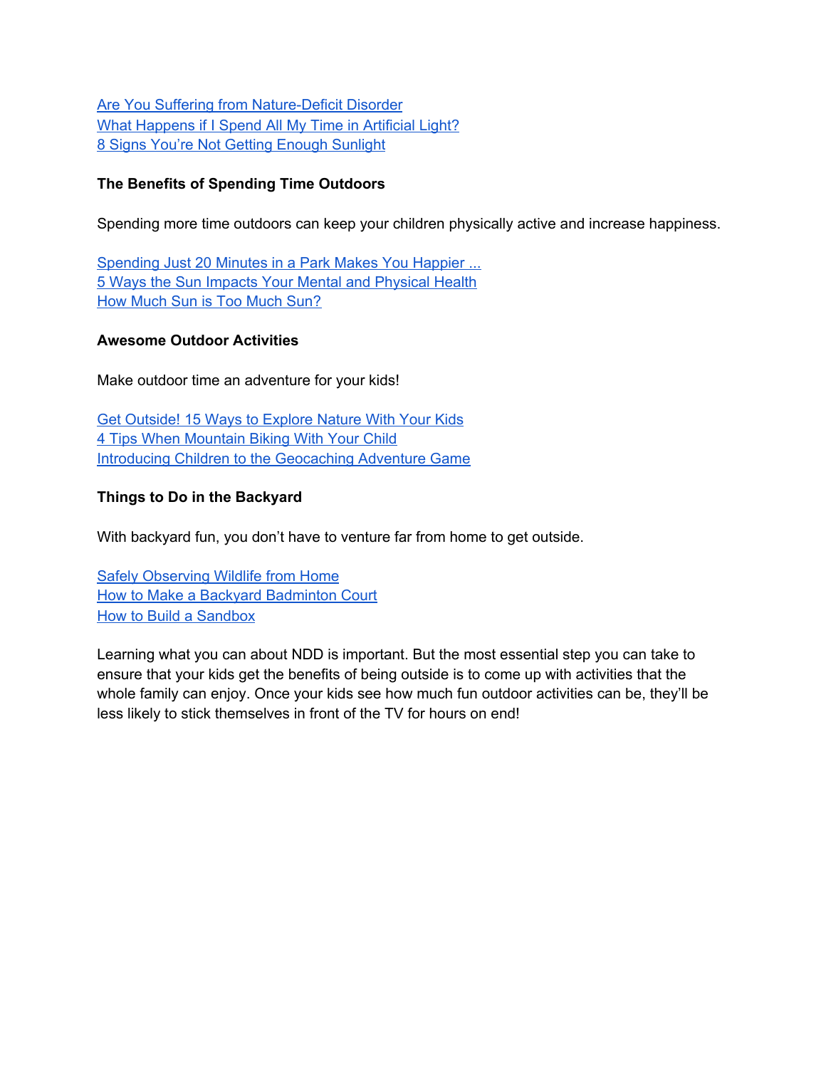Are You Suffering from Nature-Deficit Disorder
What Happens if I Spend All My Time in Artificial Light?
8 Signs You're Not Getting Enough Sunlight

**The Benefits of Spending Time Outdoors**

Spending more time outdoors can keep your children physically active and increase happiness.

Spending Just 20 Minutes in a Park Makes You Happier ...
5 Ways the Sun Impacts Your Mental and Physical Health
How Much Sun is Too Much Sun?

**Awesome Outdoor Activities**

Make outdoor time an adventure for your kids!

Get Outside! 15 Ways to Explore Nature With Your Kids
4 Tips When Mountain Biking With Your Child
Introducing Children to the Geocaching Adventure Game

**Things to Do in the Backyard**

With backyard fun, you don't have to venture far from home to get outside.

Safely Observing Wildlife from Home
How to Make a Backyard Badminton Court
How to Build a Sandbox

Learning what you can about NDD is important. But the most essential step you can take to ensure that your kids get the benefits of being outside is to come up with activities that the whole family can enjoy. Once your kids see how much fun outdoor activities can be, they'll be less likely to stick themselves in front of the TV for hours on end!